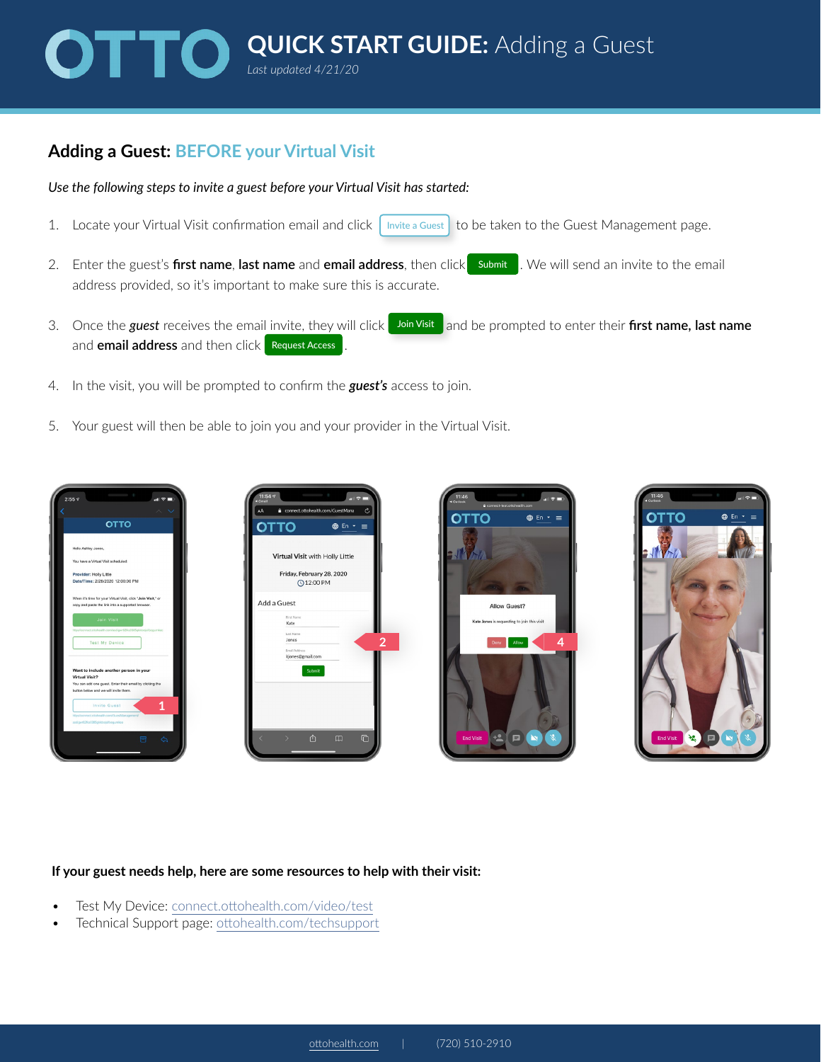# OTTO QUICK START GUIDE: Adding a Guest

*Last updated 4/21/20*

## Adding a Guest: BEFORE your Virtual Visit

*Use the following steps to invite a guest before your Virtual Visit has started:*

1. Locate your Virtual Visit confirmation email and click Invite a Guest to be taken to the Guest Management page.
2. Enter the guest's **first name**, **last name** and **email address**, then click Submit. We will send an invite to the email address provided, so it's important to make sure this is accurate.
3. Once the ***guest*** receives the email invite, they will click Join Visit and be prompted to enter their **first name, last name** and **email address** and then click Request Access.
4. In the visit, you will be prompted to confirm the ***guest's*** access to join.
5. Your guest will then be able to join you and your provider in the Virtual Visit.

**If your guest needs help, here are some resources to help with their visit:**

- Test My Device: connect.ottohealth.com/video/test
- Technical Support page: ottohealth.com/techsupport

ottohealth.com | (720) 510-2910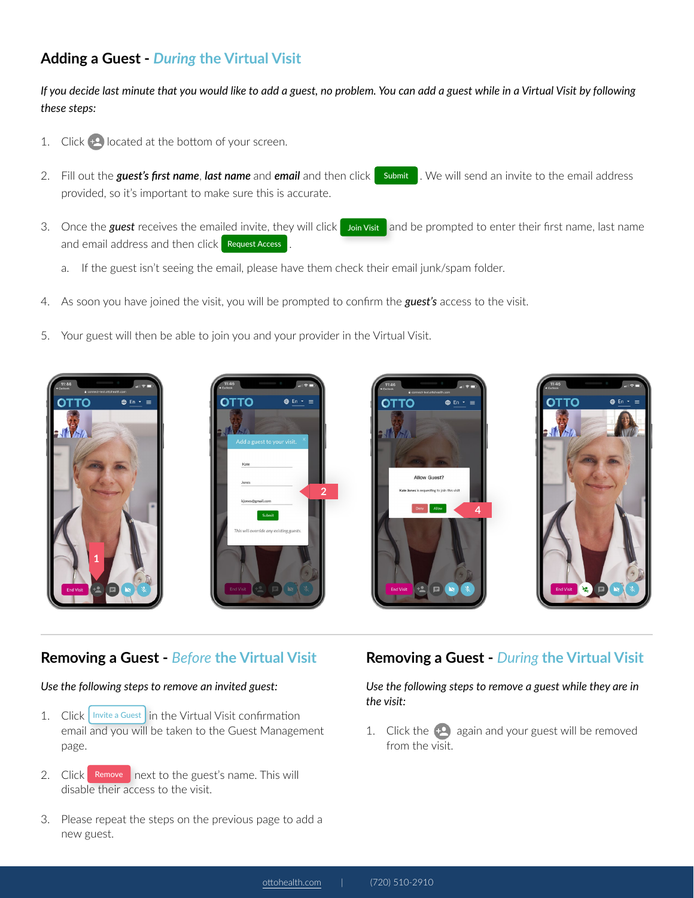## Adding a Guest - *During* the Virtual Visit

*If you decide last minute that you would like to add a guest, no problem. You can add a guest while in a Virtual Visit by following these steps:*

1. Click located at the bottom of your screen.
2. Fill out the ***guest's first name***, ***last name*** and ***email*** and then click Submit. We will send an invite to the email address provided, so it's important to make sure this is accurate.
3. Once the ***guest*** receives the emailed invite, they will click Join Visit and be prompted to enter their first name, last name and email address and then click Request Access.
   a. If the guest isn't seeing the email, please have them check their email junk/spam folder.
4. As soon you have joined the visit, you will be prompted to confirm the ***guest's*** access to the visit.
5. Your guest will then be able to join you and your provider in the Virtual Visit.

## Removing a Guest - *Before* the Virtual Visit

*Use the following steps to remove an invited guest:*

1. Click Invite a Guest in the Virtual Visit confirmation email and you will be taken to the Guest Management page.
2. Click Remove next to the guest's name. This will disable their access to the visit.
3. Please repeat the steps on the previous page to add a new guest.

## Removing a Guest - *During* the Virtual Visit

*Use the following steps to remove a guest while they are in the visit:*

1. Click the again and your guest will be removed from the visit.

ottohealth.com | (720) 510-2910